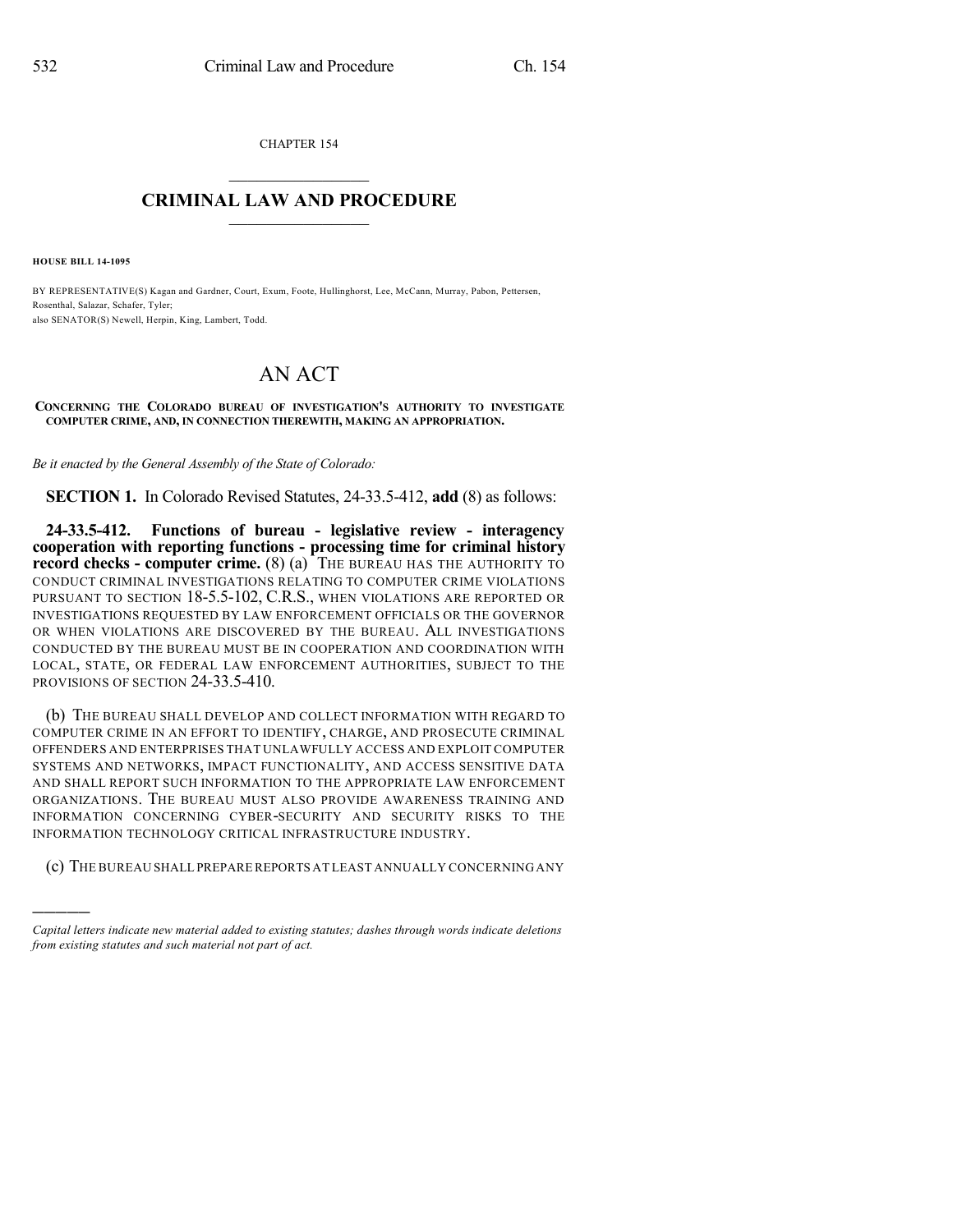CHAPTER 154

# CRIMINAL LAW AND PROCEDURE

**HOUSE BILL 14-1095**

BY REPRESENTATIVE(S) Kagan and Gardner, Court, Exum, Foote, Hullinghorst, Lee, McCann, Murray, Pabon, Pettersen, Rosenthal, Salazar, Schafer, Tyler;
also SENATOR(S) Newell, Herpin, King, Lambert, Todd.

# AN ACT

**CONCERNING THE COLORADO BUREAU OF INVESTIGATION'S AUTHORITY TO INVESTIGATE COMPUTER CRIME, AND, IN CONNECTION THEREWITH, MAKING AN APPROPRIATION.**

*Be it enacted by the General Assembly of the State of Colorado:*

**SECTION 1.** In Colorado Revised Statutes, 24-33.5-412, **add** (8) as follows:

**24-33.5-412. Functions of bureau - legislative review - interagency cooperation with reporting functions - processing time for criminal history record checks - computer crime.** (8) (a) THE BUREAU HAS THE AUTHORITY TO CONDUCT CRIMINAL INVESTIGATIONS RELATING TO COMPUTER CRIME VIOLATIONS PURSUANT TO SECTION 18-5.5-102, C.R.S., WHEN VIOLATIONS ARE REPORTED OR INVESTIGATIONS REQUESTED BY LAW ENFORCEMENT OFFICIALS OR THE GOVERNOR OR WHEN VIOLATIONS ARE DISCOVERED BY THE BUREAU. ALL INVESTIGATIONS CONDUCTED BY THE BUREAU MUST BE IN COOPERATION AND COORDINATION WITH LOCAL, STATE, OR FEDERAL LAW ENFORCEMENT AUTHORITIES, SUBJECT TO THE PROVISIONS OF SECTION 24-33.5-410.

(b) THE BUREAU SHALL DEVELOP AND COLLECT INFORMATION WITH REGARD TO COMPUTER CRIME IN AN EFFORT TO IDENTIFY, CHARGE, AND PROSECUTE CRIMINAL OFFENDERS AND ENTERPRISES THAT UNLAWFULLY ACCESS AND EXPLOIT COMPUTER SYSTEMS AND NETWORKS, IMPACT FUNCTIONALITY, AND ACCESS SENSITIVE DATA AND SHALL REPORT SUCH INFORMATION TO THE APPROPRIATE LAW ENFORCEMENT ORGANIZATIONS. THE BUREAU MUST ALSO PROVIDE AWARENESS TRAINING AND INFORMATION CONCERNING CYBER-SECURITY AND SECURITY RISKS TO THE INFORMATION TECHNOLOGY CRITICAL INFRASTRUCTURE INDUSTRY.

(c) THE BUREAU SHALL PREPARE REPORTS AT LEAST ANNUALLY CONCERNING ANY

---

*Capital letters indicate new material added to existing statutes; dashes through words indicate deletions from existing statutes and such material not part of act.*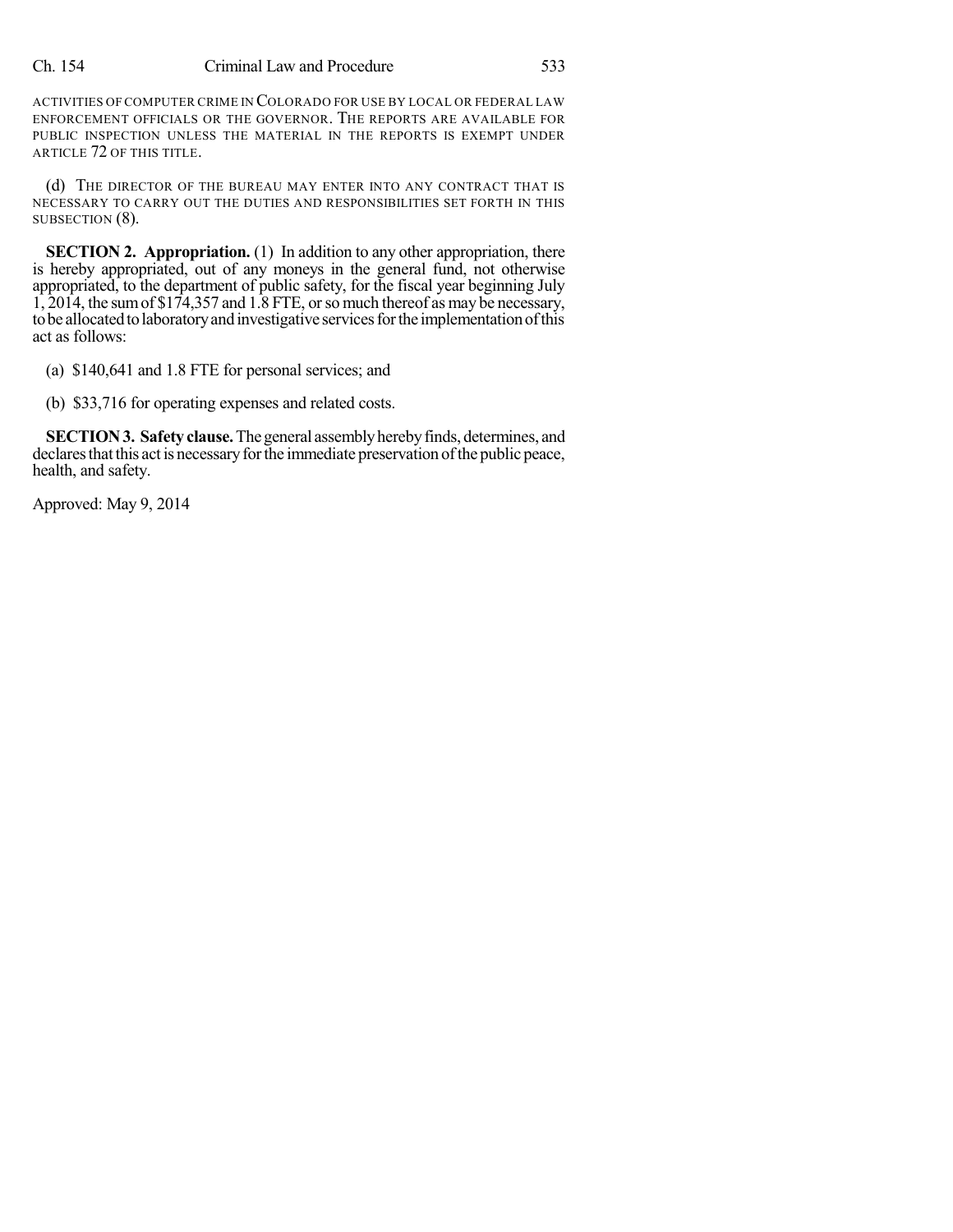ACTIVITIES OF COMPUTER CRIME IN COLORADO FOR USE BY LOCAL OR FEDERAL LAW ENFORCEMENT OFFICIALS OR THE GOVERNOR. THE REPORTS ARE AVAILABLE FOR PUBLIC INSPECTION UNLESS THE MATERIAL IN THE REPORTS IS EXEMPT UNDER ARTICLE 72 OF THIS TITLE.

(d) THE DIRECTOR OF THE BUREAU MAY ENTER INTO ANY CONTRACT THAT IS NECESSARY TO CARRY OUT THE DUTIES AND RESPONSIBILITIES SET FORTH IN THIS SUBSECTION (8).

**SECTION 2. Appropriation.** (1) In addition to any other appropriation, there is hereby appropriated, out of any moneys in the general fund, not otherwise appropriated, to the department of public safety, for the fiscal year beginning July 1, 2014, the sum of $174,357 and 1.8 FTE, or so much thereof as may be necessary, to be allocated to laboratory and investigative services for the implementation of this act as follows:

(a) $140,641 and 1.8 FTE for personal services; and

(b) $33,716 for operating expenses and related costs.

**SECTION 3. Safety clause.** The general assembly hereby finds, determines, and declares that this act is necessary for the immediate preservation of the public peace, health, and safety.

Approved: May 9, 2014